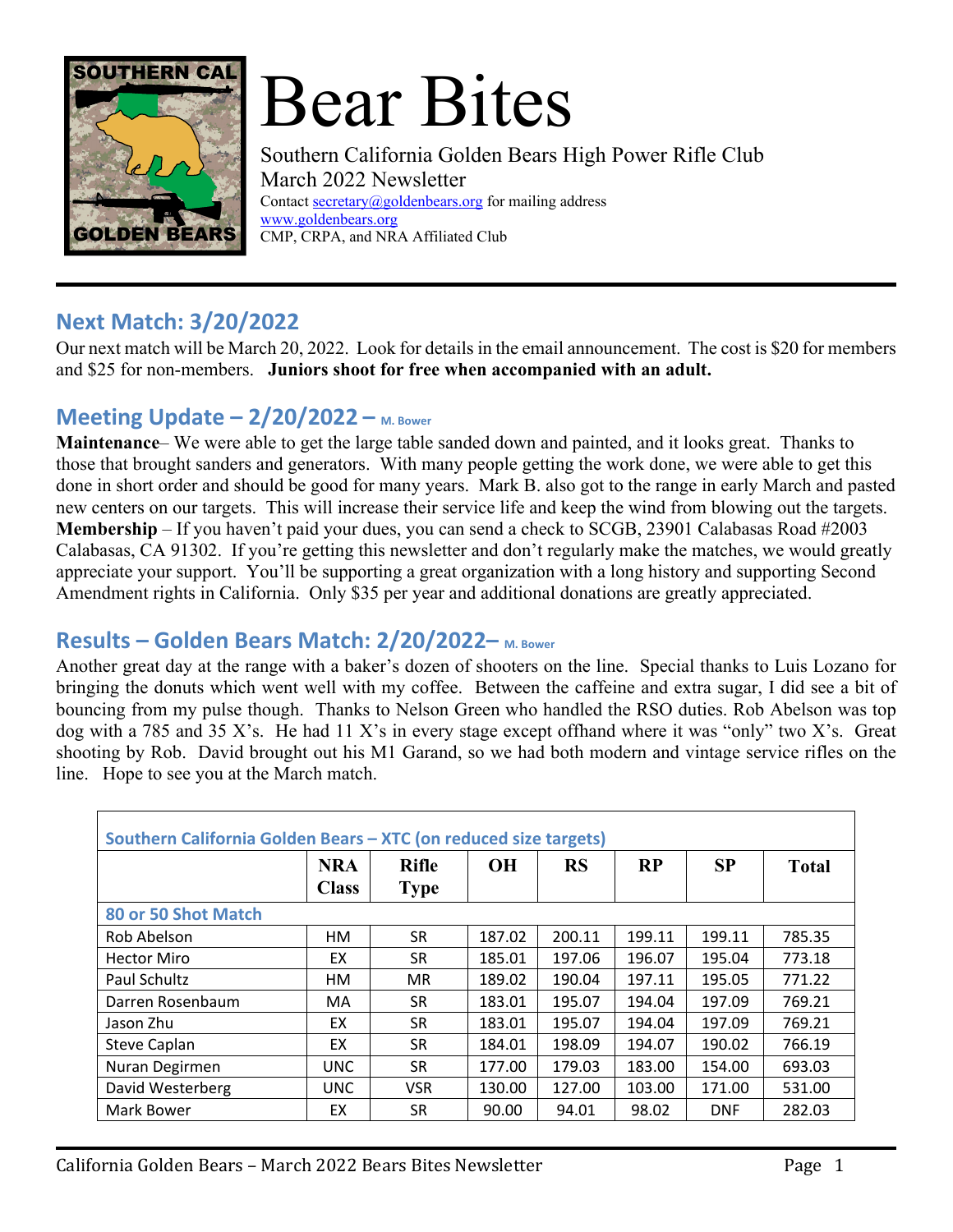# Bear Bites

Southern California Golden Bears High Power Rifle Club
March 2022 Newsletter
Contact secretary@goldenbears.org for mailing address
www.goldenbears.org
CMP, CRPA, and NRA Affiliated Club

## Next Match: 3/20/2022

Our next match will be March 20, 2022. Look for details in the email announcement. The cost is $20 for members and $25 for non-members. **Juniors shoot for free when accompanied with an adult.**

## Meeting Update – 2/20/2022 – M. Bower

**Maintenance**– We were able to get the large table sanded down and painted, and it looks great. Thanks to those that brought sanders and generators. With many people getting the work done, we were able to get this done in short order and should be good for many years. Mark B. also got to the range in early March and pasted new centers on our targets. This will increase their service life and keep the wind from blowing out the targets.
**Membership** – If you haven't paid your dues, you can send a check to SCGB, 23901 Calabasas Road #2003 Calabasas, CA 91302. If you're getting this newsletter and don't regularly make the matches, we would greatly appreciate your support. You'll be supporting a great organization with a long history and supporting Second Amendment rights in California. Only $35 per year and additional donations are greatly appreciated.

## Results – Golden Bears Match: 2/20/2022– M. Bower

Another great day at the range with a baker's dozen of shooters on the line. Special thanks to Luis Lozano for bringing the donuts which went well with my coffee. Between the caffeine and extra sugar, I did see a bit of bouncing from my pulse though. Thanks to Nelson Green who handled the RSO duties. Rob Abelson was top dog with a 785 and 35 X's. He had 11 X's in every stage except offhand where it was "only" two X's. Great shooting by Rob. David brought out his M1 Garand, so we had both modern and vintage service rifles on the line. Hope to see you at the March match.

**Southern California Golden Bears – XTC (on reduced size targets)**

| | NRA Class | Rifle Type | OH | RS | RP | SP | Total |
|---|---|---|---|---|---|---|---|
| **80 or 50 Shot Match** | | | | | | | |
| Rob Abelson | HM | SR | 187.02 | 200.11 | 199.11 | 199.11 | 785.35 |
| Hector Miro | EX | SR | 185.01 | 197.06 | 196.07 | 195.04 | 773.18 |
| Paul Schultz | HM | MR | 189.02 | 190.04 | 197.11 | 195.05 | 771.22 |
| Darren Rosenbaum | MA | SR | 183.01 | 195.07 | 194.04 | 197.09 | 769.21 |
| Jason Zhu | EX | SR | 183.01 | 195.07 | 194.04 | 197.09 | 769.21 |
| Steve Caplan | EX | SR | 184.01 | 198.09 | 194.07 | 190.02 | 766.19 |
| Nuran Degirmen | UNC | SR | 177.00 | 179.03 | 183.00 | 154.00 | 693.03 |
| David Westerberg | UNC | VSR | 130.00 | 127.00 | 103.00 | 171.00 | 531.00 |
| Mark Bower | EX | SR | 90.00 | 94.01 | 98.02 | DNF | 282.03 |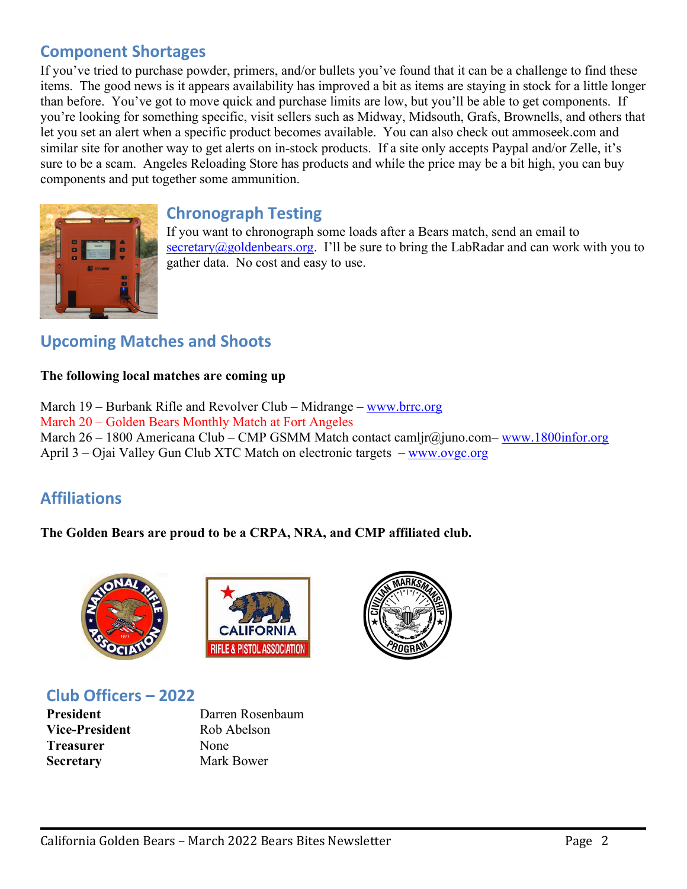## Component Shortages

If you've tried to purchase powder, primers, and/or bullets you've found that it can be a challenge to find these items. The good news is it appears availability has improved a bit as items are staying in stock for a little longer than before. You've got to move quick and purchase limits are low, but you'll be able to get components. If you're looking for something specific, visit sellers such as Midway, Midsouth, Grafs, Brownells, and others that let you set an alert when a specific product becomes available. You can also check out ammoseek.com and similar site for another way to get alerts on in-stock products. If a site only accepts Paypal and/or Zelle, it's sure to be a scam. Angeles Reloading Store has products and while the price may be a bit high, you can buy components and put together some ammunition.

## Chronograph Testing

If you want to chronograph some loads after a Bears match, send an email to secretary@goldenbears.org. I'll be sure to bring the LabRadar and can work with you to gather data. No cost and easy to use.

## Upcoming Matches and Shoots

**The following local matches are coming up**

March 19 – Burbank Rifle and Revolver Club – Midrange – www.brrc.org
March 20 – Golden Bears Monthly Match at Fort Angeles
March 26 – 1800 Americana Club – CMP GSMM Match contact camljr@juno.com– www.1800infor.org
April 3 – Ojai Valley Gun Club XTC Match on electronic targets – www.ovgc.org

## Affiliations

**The Golden Bears are proud to be a CRPA, NRA, and CMP affiliated club.**

## Club Officers – 2022

| | |
|---|---|
| **President** | Darren Rosenbaum |
| **Vice-President** | Rob Abelson |
| **Treasurer** | None |
| **Secretary** | Mark Bower |